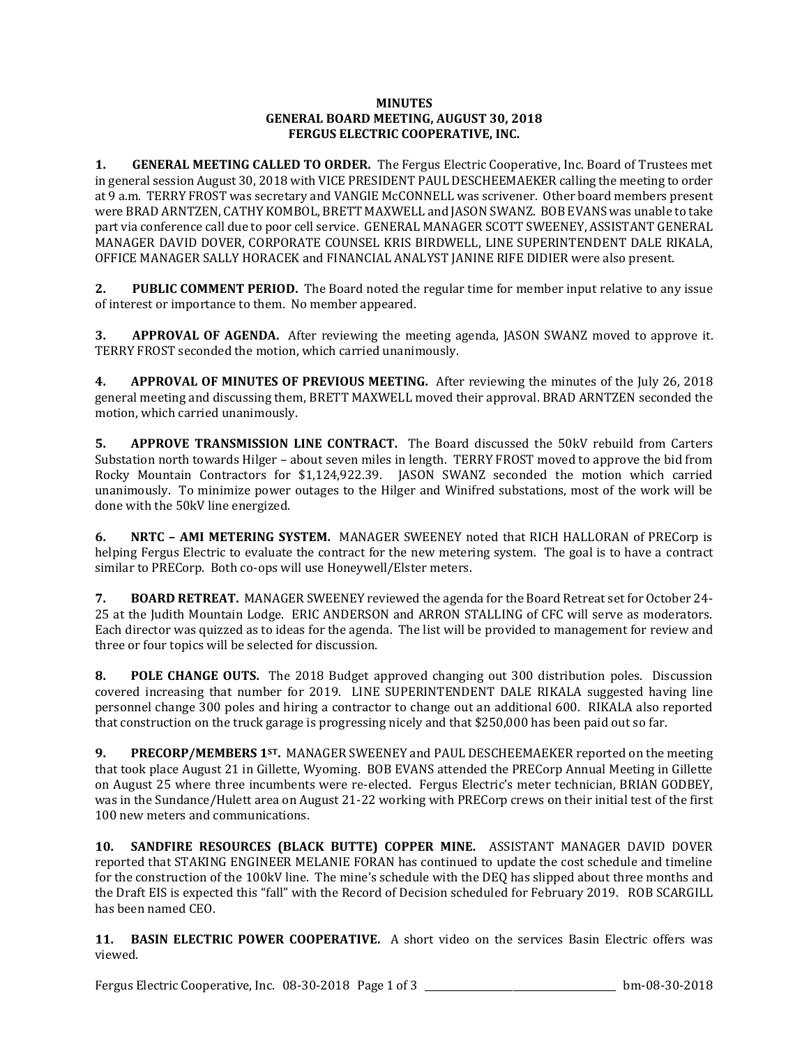**MINUTES**
**GENERAL BOARD MEETING, AUGUST 30, 2018**
**FERGUS ELECTRIC COOPERATIVE, INC.**

**1. GENERAL MEETING CALLED TO ORDER.** The Fergus Electric Cooperative, Inc. Board of Trustees met in general session August 30, 2018 with VICE PRESIDENT PAUL DESCHEEMAEKER calling the meeting to order at 9 a.m. TERRY FROST was secretary and VANGIE McCONNELL was scrivener. Other board members present were BRAD ARNTZEN, CATHY KOMBOL, BRETT MAXWELL and JASON SWANZ. BOB EVANS was unable to take part via conference call due to poor cell service. GENERAL MANAGER SCOTT SWEENEY, ASSISTANT GENERAL MANAGER DAVID DOVER, CORPORATE COUNSEL KRIS BIRDWELL, LINE SUPERINTENDENT DALE RIKALA, OFFICE MANAGER SALLY HORACEK and FINANCIAL ANALYST JANINE RIFE DIDIER were also present.

**2. PUBLIC COMMENT PERIOD.** The Board noted the regular time for member input relative to any issue of interest or importance to them. No member appeared.

**3. APPROVAL OF AGENDA.** After reviewing the meeting agenda, JASON SWANZ moved to approve it. TERRY FROST seconded the motion, which carried unanimously.

**4. APPROVAL OF MINUTES OF PREVIOUS MEETING.** After reviewing the minutes of the July 26, 2018 general meeting and discussing them, BRETT MAXWELL moved their approval. BRAD ARNTZEN seconded the motion, which carried unanimously.

**5. APPROVE TRANSMISSION LINE CONTRACT.** The Board discussed the 50kV rebuild from Carters Substation north towards Hilger – about seven miles in length. TERRY FROST moved to approve the bid from Rocky Mountain Contractors for $1,124,922.39. JASON SWANZ seconded the motion which carried unanimously. To minimize power outages to the Hilger and Winifred substations, most of the work will be done with the 50kV line energized.

**6. NRTC – AMI METERING SYSTEM.** MANAGER SWEENEY noted that RICH HALLORAN of PRECorp is helping Fergus Electric to evaluate the contract for the new metering system. The goal is to have a contract similar to PRECorp. Both co-ops will use Honeywell/Elster meters.

**7. BOARD RETREAT.** MANAGER SWEENEY reviewed the agenda for the Board Retreat set for October 24-25 at the Judith Mountain Lodge. ERIC ANDERSON and ARRON STALLING of CFC will serve as moderators. Each director was quizzed as to ideas for the agenda. The list will be provided to management for review and three or four topics will be selected for discussion.

**8. POLE CHANGE OUTS.** The 2018 Budget approved changing out 300 distribution poles. Discussion covered increasing that number for 2019. LINE SUPERINTENDENT DALE RIKALA suggested having line personnel change 300 poles and hiring a contractor to change out an additional 600. RIKALA also reported that construction on the truck garage is progressing nicely and that $250,000 has been paid out so far.

**9. PRECORP/MEMBERS 1ST.** MANAGER SWEENEY and PAUL DESCHEEMAEKER reported on the meeting that took place August 21 in Gillette, Wyoming. BOB EVANS attended the PRECorp Annual Meeting in Gillette on August 25 where three incumbents were re-elected. Fergus Electric's meter technician, BRIAN GODBEY, was in the Sundance/Hulett area on August 21-22 working with PRECorp crews on their initial test of the first 100 new meters and communications.

**10. SANDFIRE RESOURCES (BLACK BUTTE) COPPER MINE.** ASSISTANT MANAGER DAVID DOVER reported that STAKING ENGINEER MELANIE FORAN has continued to update the cost schedule and timeline for the construction of the 100kV line. The mine's schedule with the DEQ has slipped about three months and the Draft EIS is expected this "fall" with the Record of Decision scheduled for February 2019. ROB SCARGILL has been named CEO.

**11. BASIN ELECTRIC POWER COOPERATIVE.** A short video on the services Basin Electric offers was viewed.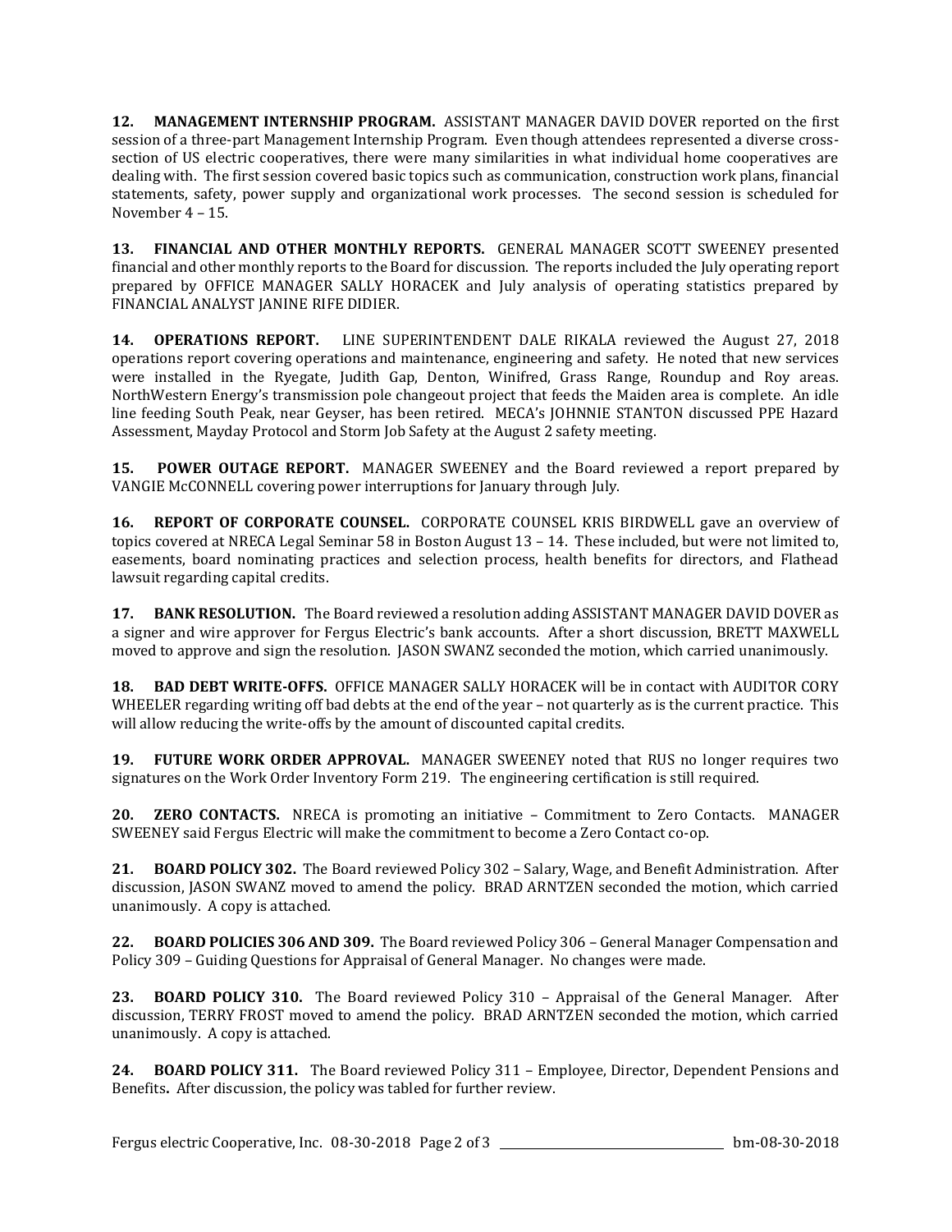**12. MANAGEMENT INTERNSHIP PROGRAM.** ASSISTANT MANAGER DAVID DOVER reported on the first session of a three-part Management Internship Program. Even though attendees represented a diverse cross-section of US electric cooperatives, there were many similarities in what individual home cooperatives are dealing with. The first session covered basic topics such as communication, construction work plans, financial statements, safety, power supply and organizational work processes. The second session is scheduled for November 4 – 15.

**13. FINANCIAL AND OTHER MONTHLY REPORTS.** GENERAL MANAGER SCOTT SWEENEY presented financial and other monthly reports to the Board for discussion. The reports included the July operating report prepared by OFFICE MANAGER SALLY HORACEK and July analysis of operating statistics prepared by FINANCIAL ANALYST JANINE RIFE DIDIER.

**14. OPERATIONS REPORT.** LINE SUPERINTENDENT DALE RIKALA reviewed the August 27, 2018 operations report covering operations and maintenance, engineering and safety. He noted that new services were installed in the Ryegate, Judith Gap, Denton, Winifred, Grass Range, Roundup and Roy areas. NorthWestern Energy's transmission pole changeout project that feeds the Maiden area is complete. An idle line feeding South Peak, near Geyser, has been retired. MECA's JOHNNIE STANTON discussed PPE Hazard Assessment, Mayday Protocol and Storm Job Safety at the August 2 safety meeting.

**15. POWER OUTAGE REPORT.** MANAGER SWEENEY and the Board reviewed a report prepared by VANGIE McCONNELL covering power interruptions for January through July.

**16. REPORT OF CORPORATE COUNSEL.** CORPORATE COUNSEL KRIS BIRDWELL gave an overview of topics covered at NRECA Legal Seminar 58 in Boston August 13 – 14. These included, but were not limited to, easements, board nominating practices and selection process, health benefits for directors, and Flathead lawsuit regarding capital credits.

**17. BANK RESOLUTION.** The Board reviewed a resolution adding ASSISTANT MANAGER DAVID DOVER as a signer and wire approver for Fergus Electric's bank accounts. After a short discussion, BRETT MAXWELL moved to approve and sign the resolution. JASON SWANZ seconded the motion, which carried unanimously.

**18. BAD DEBT WRITE-OFFS.** OFFICE MANAGER SALLY HORACEK will be in contact with AUDITOR CORY WHEELER regarding writing off bad debts at the end of the year – not quarterly as is the current practice. This will allow reducing the write-offs by the amount of discounted capital credits.

**19. FUTURE WORK ORDER APPROVAL.** MANAGER SWEENEY noted that RUS no longer requires two signatures on the Work Order Inventory Form 219. The engineering certification is still required.

**20. ZERO CONTACTS.** NRECA is promoting an initiative – Commitment to Zero Contacts. MANAGER SWEENEY said Fergus Electric will make the commitment to become a Zero Contact co-op.

**21. BOARD POLICY 302.** The Board reviewed Policy 302 – Salary, Wage, and Benefit Administration. After discussion, JASON SWANZ moved to amend the policy. BRAD ARNTZEN seconded the motion, which carried unanimously. A copy is attached.

**22. BOARD POLICIES 306 AND 309.** The Board reviewed Policy 306 – General Manager Compensation and Policy 309 – Guiding Questions for Appraisal of General Manager. No changes were made.

**23. BOARD POLICY 310.** The Board reviewed Policy 310 – Appraisal of the General Manager. After discussion, TERRY FROST moved to amend the policy. BRAD ARNTZEN seconded the motion, which carried unanimously. A copy is attached.

**24. BOARD POLICY 311.** The Board reviewed Policy 311 – Employee, Director, Dependent Pensions and Benefits**.** After discussion, the policy was tabled for further review.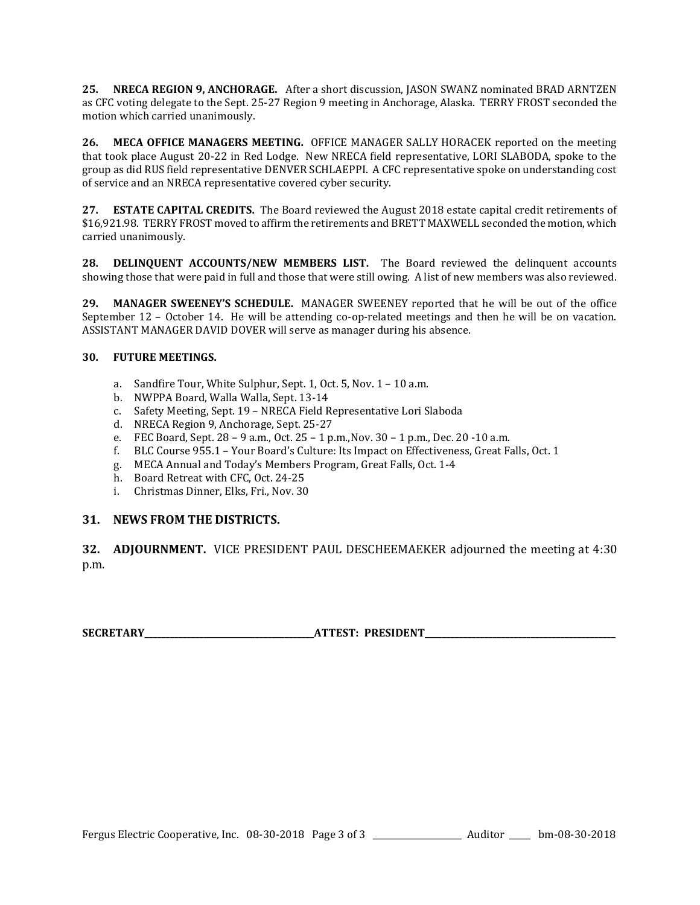**25. NRECA REGION 9, ANCHORAGE.** After a short discussion, JASON SWANZ nominated BRAD ARNTZEN as CFC voting delegate to the Sept. 25-27 Region 9 meeting in Anchorage, Alaska. TERRY FROST seconded the motion which carried unanimously.

**26. MECA OFFICE MANAGERS MEETING.** OFFICE MANAGER SALLY HORACEK reported on the meeting that took place August 20-22 in Red Lodge. New NRECA field representative, LORI SLABODA, spoke to the group as did RUS field representative DENVER SCHLAEPPI. A CFC representative spoke on understanding cost of service and an NRECA representative covered cyber security.

**27. ESTATE CAPITAL CREDITS.** The Board reviewed the August 2018 estate capital credit retirements of $16,921.98. TERRY FROST moved to affirm the retirements and BRETT MAXWELL seconded the motion, which carried unanimously.

**28. DELINQUENT ACCOUNTS/NEW MEMBERS LIST.** The Board reviewed the delinquent accounts showing those that were paid in full and those that were still owing. A list of new members was also reviewed.

**29. MANAGER SWEENEY'S SCHEDULE.** MANAGER SWEENEY reported that he will be out of the office September 12 – October 14. He will be attending co-op-related meetings and then he will be on vacation. ASSISTANT MANAGER DAVID DOVER will serve as manager during his absence.

**30. FUTURE MEETINGS.**

a. Sandfire Tour, White Sulphur, Sept. 1, Oct. 5, Nov. 1 – 10 a.m.
b. NWPPA Board, Walla Walla, Sept. 13-14
c. Safety Meeting, Sept. 19 – NRECA Field Representative Lori Slaboda
d. NRECA Region 9, Anchorage, Sept. 25-27
e. FEC Board, Sept. 28 – 9 a.m., Oct. 25 – 1 p.m.,Nov. 30 – 1 p.m., Dec. 20 -10 a.m.
f. BLC Course 955.1 – Your Board's Culture: Its Impact on Effectiveness, Great Falls, Oct. 1
g. MECA Annual and Today's Members Program, Great Falls, Oct. 1-4
h. Board Retreat with CFC, Oct. 24-25
i. Christmas Dinner, Elks, Fri., Nov. 30

**31. NEWS FROM THE DISTRICTS.**

**32. ADJOURNMENT.** VICE PRESIDENT PAUL DESCHEEMAEKER adjourned the meeting at 4:30 p.m.

**SECRETARY**\_\_\_\_\_\_\_\_\_\_\_\_\_\_\_\_\_\_\_\_\_\_\_\_\_\_\_\_\_\_\_\_**ATTEST: PRESIDENT**\_\_\_\_\_\_\_\_\_\_\_\_\_\_\_\_\_\_\_\_\_\_\_\_\_\_\_\_\_\_\_\_

Fergus Electric Cooperative, Inc. 08-30-2018 \_\_\_\_\_\_\_\_\_\_\_\_\_\_\_\_ Auditor \_\_\_\_ bm-08-30-2018